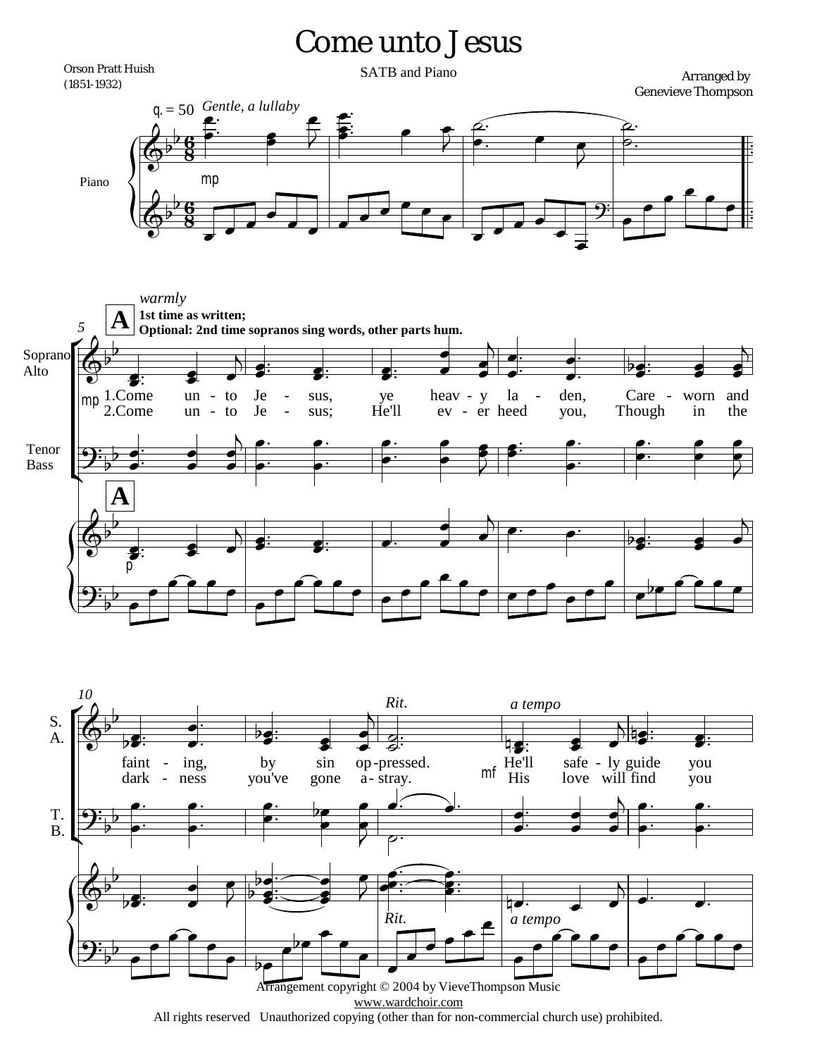# Come unto Jesus

Orson Pratt Huish (1851-1932)

SATB and Piano

Arranged by Genevieve Thompson

q. = 50 *Gentle, a lullaby*

Piano

mp

*warmly*

**A**

**1st time as written;**
**Optional: 2nd time sopranos sing words, other parts hum.**

Soprano
Alto

Tenor
Bass

mp

1.Come un - to Je - sus, ye heav - y la - den, Care - worn and faint - ing, by sin op - pressed. He'll safe - ly guide you

2.Come un - to Je - sus; He'll ev - er heed you, Though in the dark - ness you've gone a - stray. His love will find you

*Rit.* *a tempo*

mf

Arrangement copyright © 2004 by VieveThompson Music
www.wardchoir.com
All rights reserved Unauthorized copying (other than for non-commercial church use) prohibited.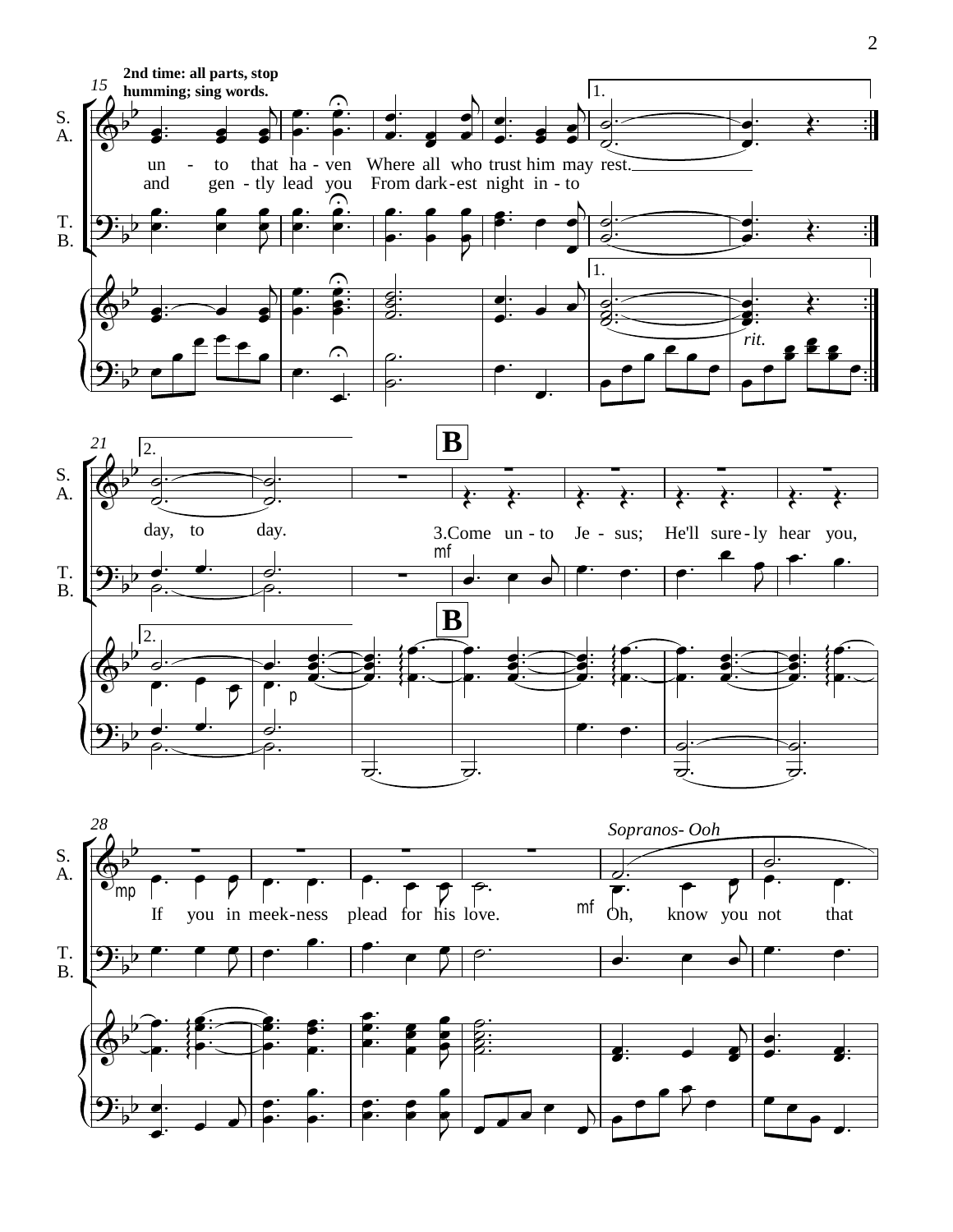**2nd time: all parts, stop humming; sing words.**

un - to that ha - ven Where all who trust him may rest.
and gen - tly lead you From dark-est night in - to

day, to day.

**B**

3.Come un - to Je - sus; He'll sure - ly hear you,

If you in meek-ness plead for his love.

*Sopranos- Ooh*

Oh, know you not that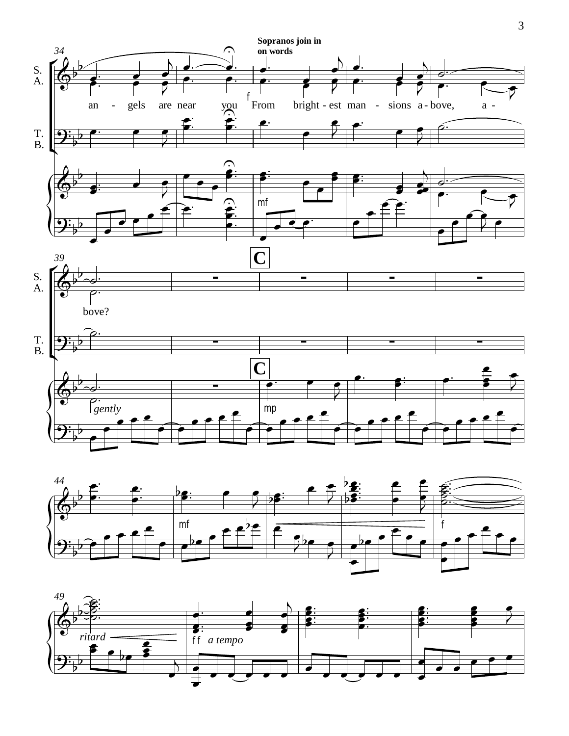**Sopranos join in on words**

an - gels are near you From bright - est man - sions a - bove, a - bove?

**C**

*gently*

*ritard*

*a tempo*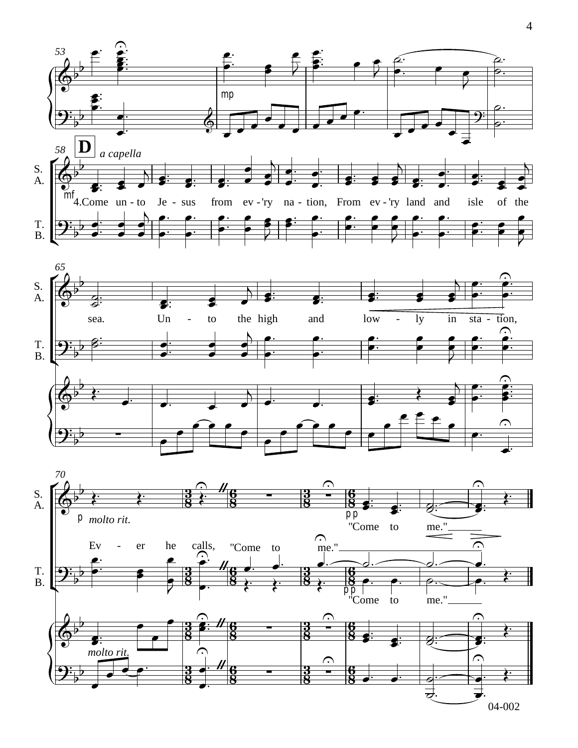53

*mp*

58 **D** *a capella*

S.
A.

*mf*

4.Come un - to Je - sus from ev - 'ry na - tion, From ev - 'ry land and isle of the

T.
B.

65

sea. Un - to the high and low - ly in sta - tion,

70

*p* *molto rit.*

Ev - er he calls, "Come to me."

*pp*

"Come to me."

*pp*

"Come to me."

*molto rit.*